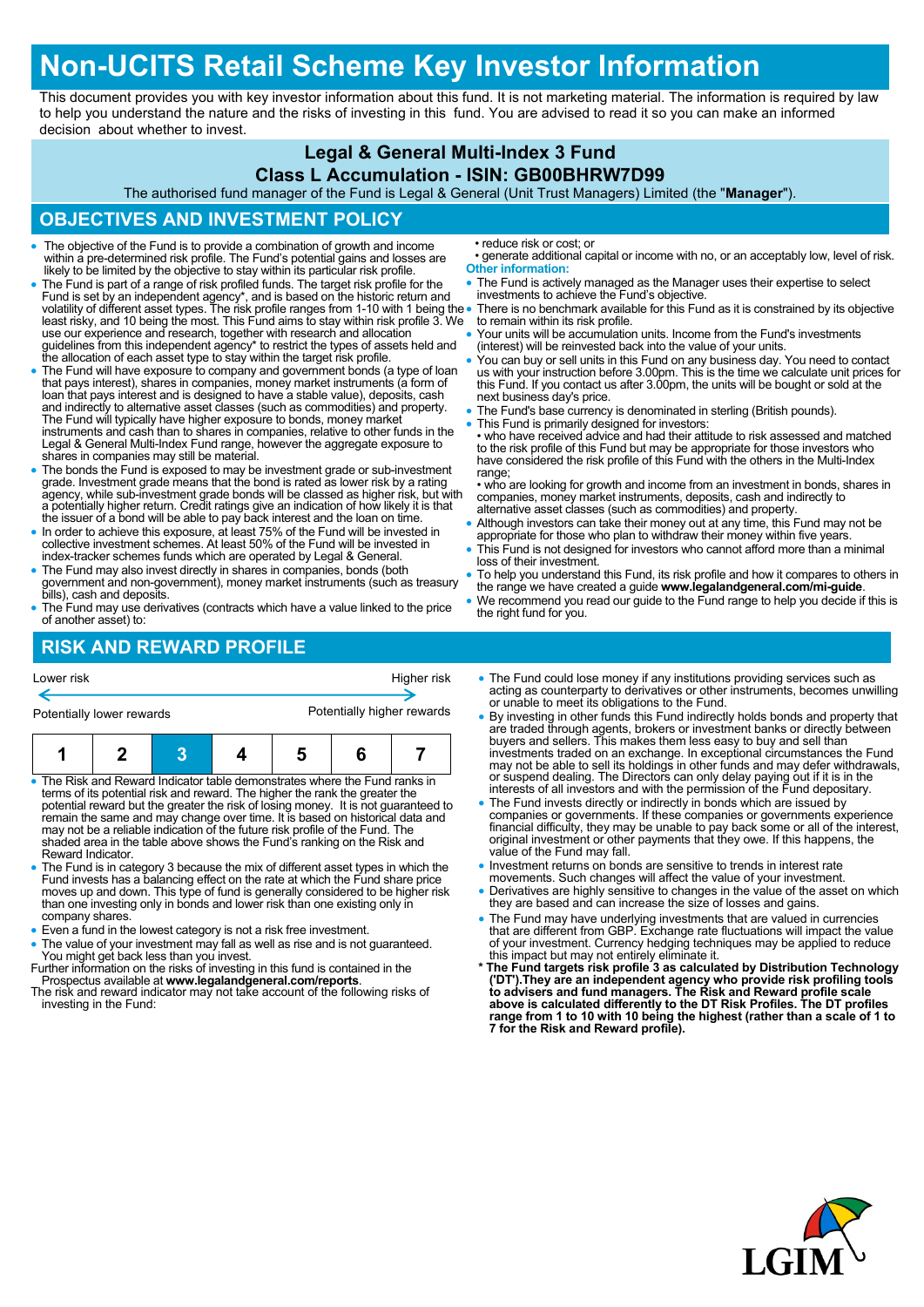# Non-UCITS Retail Scheme Key Investor Information

This document provides you with key investor information about this fund. It is not marketing material. The information is required by law to help you understand the nature and the risks of investing in this fund. You are advised to read it so you can make an informed decision about whether to invest.

## Legal & General Multi-Index 3 Fund
## Class L Accumulation - ISIN: GB00BHRW7D99

The authorised fund manager of the Fund is Legal & General (Unit Trust Managers) Limited (the "**Manager**").

## OBJECTIVES AND INVESTMENT POLICY

- The objective of the Fund is to provide a combination of growth and income within a pre-determined risk profile. The Fund's potential gains and losses are likely to be limited by the objective to stay within its particular risk profile.
- The Fund is part of a range of risk profiled funds. The target risk profile for the Fund is set by an independent agency*, and is based on the historic return and volatility of different asset types. The risk profile ranges from 1-10 with 1 being the least risky, and 10 being the most. This Fund aims to stay within risk profile 3. We use our experience and research, together with research and allocation guidelines from this independent agency* to restrict the types of assets held and the allocation of each asset type to stay within the target risk profile.
- The Fund will have exposure to company and government bonds (a type of loan that pays interest), shares in companies, money market instruments (a form of loan that pays interest and is designed to have a stable value), deposits, cash and indirectly to alternative asset classes (such as commodities) and property. The Fund will typically have higher exposure to bonds, money market instruments and cash than to shares in companies, relative to other funds in the Legal & General Multi-Index Fund range, however the aggregate exposure to shares in companies may still be material.
- The bonds the Fund is exposed to may be investment grade or sub-investment grade. Investment grade means that the bond is rated as lower risk by a rating agency, while sub-investment grade bonds will be classed as higher risk, but with a potentially higher return. Credit ratings give an indication of how likely it is that the issuer of a bond will be able to pay back interest and the loan on time.
- In order to achieve this exposure, at least 75% of the Fund will be invested in collective investment schemes. At least 50% of the Fund will be invested in index-tracker schemes funds which are operated by Legal & General.
- The Fund may also invest directly in shares in companies, bonds (both government and non-government), money market instruments (such as treasury bills), cash and deposits.
- The Fund may use derivatives (contracts which have a value linked to the price of another asset) to:
  • reduce risk or cost; or
  • generate additional capital or income with no, or an acceptably low, level of risk.

**Other information:**

- The Fund is actively managed as the Manager uses their expertise to select investments to achieve the Fund's objective.
- There is no benchmark available for this Fund as it is constrained by its objective to remain within its risk profile.
- Your units will be accumulation units. Income from the Fund's investments (interest) will be reinvested back into the value of your units.
- You can buy or sell units in this Fund on any business day. You need to contact us with your instruction before 3.00pm. This is the time we calculate unit prices for this Fund. If you contact us after 3.00pm, the units will be bought or sold at the next business day's price.
- The Fund's base currency is denominated in sterling (British pounds).
- This Fund is primarily designed for investors:
  • who have received advice and had their attitude to risk assessed and matched to the risk profile of this Fund but may be appropriate for those investors who have considered the risk profile of this Fund with the others in the Multi-Index range;
  • who are looking for growth and income from an investment in bonds, shares in companies, money market instruments, deposits, cash and indirectly to alternative asset classes (such as commodities) and property.
- Although investors can take their money out at any time, this Fund may not be appropriate for those who plan to withdraw their money within five years.
- This Fund is not designed for investors who cannot afford more than a minimal loss of their investment.
- To help you understand this Fund, its risk profile and how it compares to others in the range we have created a guide **www.legalandgeneral.com/mi-guide**.
- We recommend you read our guide to the Fund range to help you decide if this is the right fund for you.

## RISK AND REWARD PROFILE

| Lower risk | | | | | | Higher risk |
|---|---|---|---|---|---|---|
| Potentially lower rewards | | | | | | Potentially higher rewards |
| 1 | 2 | **3** | 4 | 5 | 6 | 7 |

- The Risk and Reward Indicator table demonstrates where the Fund ranks in terms of its potential risk and reward. The higher the rank the greater the potential reward but the greater the risk of losing money. It is not guaranteed to remain the same and may change over time. It is based on historical data and may not be a reliable indication of the future risk profile of the Fund. The shaded area in the table above shows the Fund's ranking on the Risk and Reward Indicator.
- The Fund is in category 3 because the mix of different asset types in which the Fund invests has a balancing effect on the rate at which the Fund share price moves up and down. This type of fund is generally considered to be higher risk than one investing only in bonds and lower risk than one existing only in company shares.
- Even a fund in the lowest category is not a risk free investment.
- The value of your investment may fall as well as rise and is not guaranteed. You might get back less than you invest.

Further information on the risks of investing in this fund is contained in the Prospectus available at **www.legalandgeneral.com/reports**.

The risk and reward indicator may not take account of the following risks of investing in the Fund:

- The Fund could lose money if any institutions providing services such as acting as counterparty to derivatives or other instruments, becomes unwilling or unable to meet its obligations to the Fund.
- By investing in other funds this Fund indirectly holds bonds and property that are traded through agents, brokers or investment banks or directly between buyers and sellers. This makes them less easy to buy and sell than investments traded on an exchange. In exceptional circumstances the Fund may not be able to sell its holdings in other funds and may defer withdrawals, or suspend dealing. The Directors can only delay paying out if it is in the interests of all investors and with the permission of the Fund depositary.
- The Fund invests directly or indirectly in bonds which are issued by companies or governments. If these companies or governments experience financial difficulty, they may be unable to pay back some or all of the interest, original investment or other payments that they owe. If this happens, the value of the Fund may fall.
- Investment returns on bonds are sensitive to trends in interest rate movements. Such changes will affect the value of your investment.
- Derivatives are highly sensitive to changes in the value of the asset on which they are based and can increase the size of losses and gains.
- The Fund may have underlying investments that are valued in currencies that are different from GBP. Exchange rate fluctuations will impact the value of your investment. Currency hedging techniques may be applied to reduce this impact but may not entirely eliminate it.

**\* The Fund targets risk profile 3 as calculated by Distribution Technology ('DT').They are an independent agency who provide risk profiling tools to advisers and fund managers. The Risk and Reward profile scale above is calculated differently to the DT Risk Profiles. The DT profiles range from 1 to 10 with 10 being the highest (rather than a scale of 1 to 7 for the Risk and Reward profile).**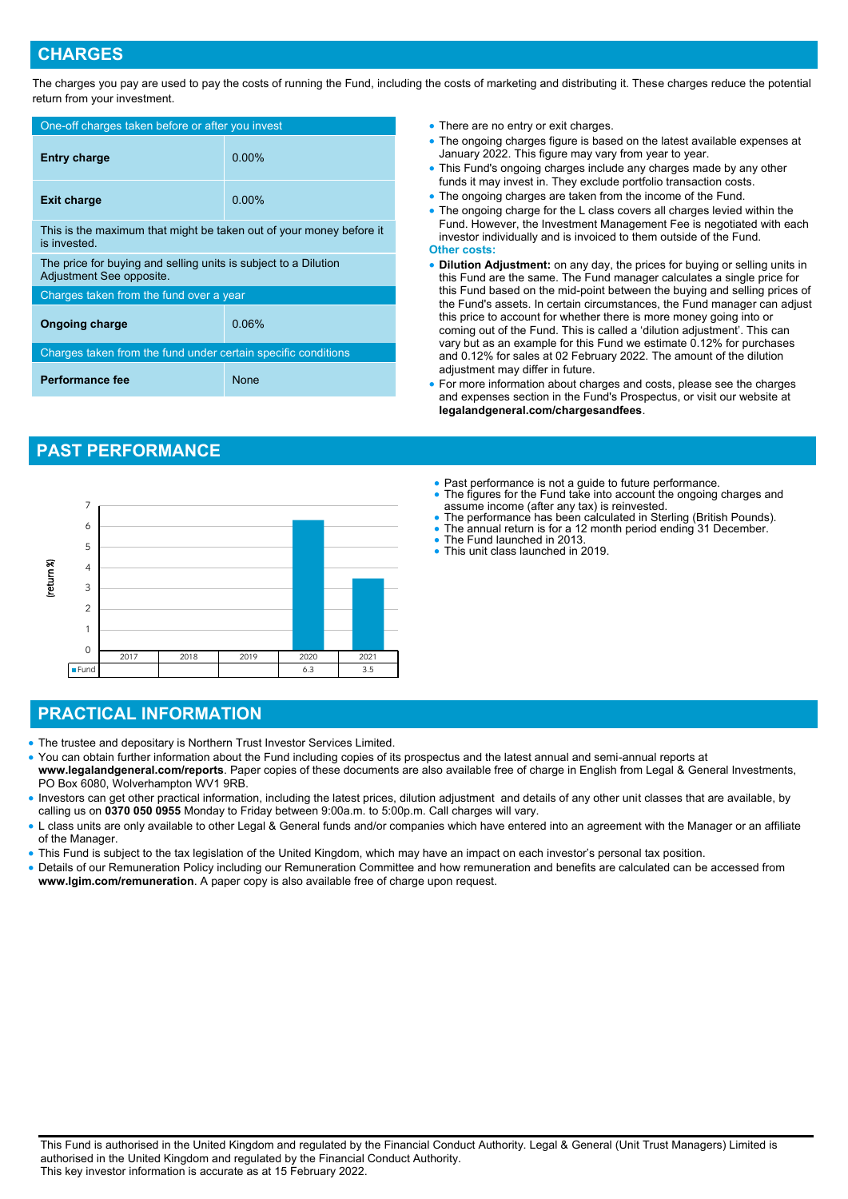## CHARGES

The charges you pay are used to pay the costs of running the Fund, including the costs of marketing and distributing it. These charges reduce the potential return from your investment.

| One-off charges taken before or after you invest | |
|---|---|
| **Entry charge** | 0.00% |
| **Exit charge** | 0.00% |
| This is the maximum that might be taken out of your money before it is invested. | |
| The price for buying and selling units is subject to a Dilution Adjustment See opposite. | |
| Charges taken from the fund over a year | |
| **Ongoing charge** | 0.06% |
| Charges taken from the fund under certain specific conditions | |
| **Performance fee** | None |

- There are no entry or exit charges.
- The ongoing charges figure is based on the latest available expenses at January 2022. This figure may vary from year to year.
- This Fund's ongoing charges include any charges made by any other funds it may invest in. They exclude portfolio transaction costs.
- The ongoing charges are taken from the income of the Fund.
- The ongoing charge for the L class covers all charges levied within the Fund. However, the Investment Management Fee is negotiated with each investor individually and is invoiced to them outside of the Fund.

**Other costs:**

- **Dilution Adjustment:** on any day, the prices for buying or selling units in this Fund are the same. The Fund manager calculates a single price for this Fund based on the mid-point between the buying and selling prices of the Fund's assets. In certain circumstances, the Fund manager can adjust this price to account for whether there is more money going into or coming out of the Fund. This is called a 'dilution adjustment'. This can vary but as an example for this Fund we estimate 0.12% for purchases and 0.12% for sales at 02 February 2022. The amount of the dilution adjustment may differ in future.
- For more information about charges and costs, please see the charges and expenses section in the Fund's Prospectus, or visit our website at **legalandgeneral.com/chargesandfees**.

## PAST PERFORMANCE

(return %)
7
6
5
4
3
2
1
0
2017 2018 2019 2020 2021
Fund 6.3 3.5

- Past performance is not a guide to future performance.
- The figures for the Fund take into account the ongoing charges and assume income (after any tax) is reinvested.
- The performance has been calculated in Sterling (British Pounds).
- The annual return is for a 12 month period ending 31 December.
- The Fund launched in 2013.
- This unit class launched in 2019.

## PRACTICAL INFORMATION

- The trustee and depositary is Northern Trust Investor Services Limited.
- You can obtain further information about the Fund including copies of its prospectus and the latest annual and semi-annual reports at **www.legalandgeneral.com/reports**. Paper copies of these documents are also available free of charge in English from Legal & General Investments, PO Box 6080, Wolverhampton WV1 9RB.
- Investors can get other practical information, including the latest prices, dilution adjustment and details of any other unit classes that are available, by calling us on **0370 050 0955** Monday to Friday between 9:00a.m. to 5:00p.m. Call charges will vary.
- L class units are only available to other Legal & General funds and/or companies which have entered into an agreement with the Manager or an affiliate of the Manager.
- This Fund is subject to the tax legislation of the United Kingdom, which may have an impact on each investor's personal tax position.
- Details of our Remuneration Policy including our Remuneration Committee and how remuneration and benefits are calculated can be accessed from **www.lgim.com/remuneration**. A paper copy is also available free of charge upon request.

This Fund is authorised in the United Kingdom and regulated by the Financial Conduct Authority. Legal & General (Unit Trust Managers) Limited is authorised in the United Kingdom and regulated by the Financial Conduct Authority.
This key investor information is accurate as at 15 February 2022.